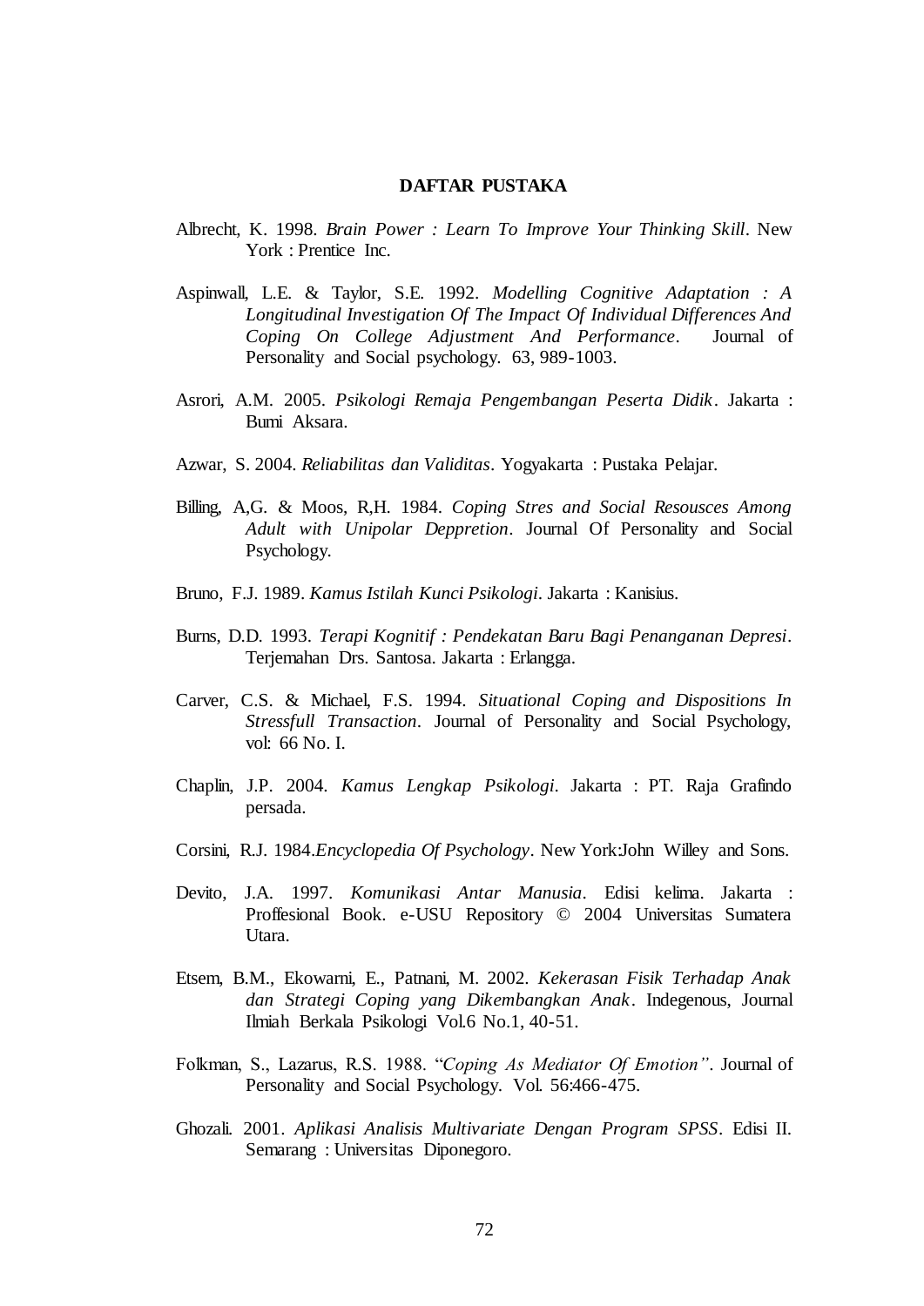# DAFTAR PUSTAKA

Albrecht, K. 1998. *Brain Power : Learn To Improve Your Thinking Skill*. New York : Prentice Inc.

Aspinwall, L.E. & Taylor, S.E. 1992. *Modelling Cognitive Adaptation : A Longitudinal Investigation Of The Impact Of Individual Differences And Coping On College Adjustment And Performance*. Journal of Personality and Social psychology. 63, 989-1003.

Asrori, A.M. 2005. *Psikologi Remaja Pengembangan Peserta Didik*. Jakarta : Bumi Aksara.

Azwar, S. 2004. *Reliabilitas dan Validitas*. Yogyakarta : Pustaka Pelajar.

Billing, A,G. & Moos, R,H. 1984. *Coping Stres and Social Resousces Among Adult with Unipolar Deppretion*. Journal Of Personality and Social Psychology.

Bruno, F.J. 1989. *Kamus Istilah Kunci Psikologi*. Jakarta : Kanisius.

Burns, D.D. 1993. *Terapi Kognitif : Pendekatan Baru Bagi Penanganan Depresi*. Terjemahan Drs. Santosa. Jakarta : Erlangga.

Carver, C.S. & Michael, F.S. 1994. *Situational Coping and Dispositions In Stressfull Transaction*. Journal of Personality and Social Psychology, vol: 66 No. I.

Chaplin, J.P. 2004. *Kamus Lengkap Psikologi*. Jakarta : PT. Raja Grafindo persada.

Corsini, R.J. 1984.*Encyclopedia Of Psychology*. New York:John Willey and Sons.

Devito, J.A. 1997. *Komunikasi Antar Manusia*. Edisi kelima. Jakarta : Proffesional Book. e-USU Repository © 2004 Universitas Sumatera Utara.

Etsem, B.M., Ekowarni, E., Patnani, M. 2002. *Kekerasan Fisik Terhadap Anak dan Strategi Coping yang Dikembangkan Anak*. Indegenous, Journal Ilmiah Berkala Psikologi Vol.6 No.1, 40-51.

Folkman, S., Lazarus, R.S. 1988. "*Coping As Mediator Of Emotion"*. Journal of Personality and Social Psychology. Vol. 56:466-475.

Ghozali. 2001. *Aplikasi Analisis Multivariate Dengan Program SPSS*. Edisi II. Semarang : Universitas Diponegoro.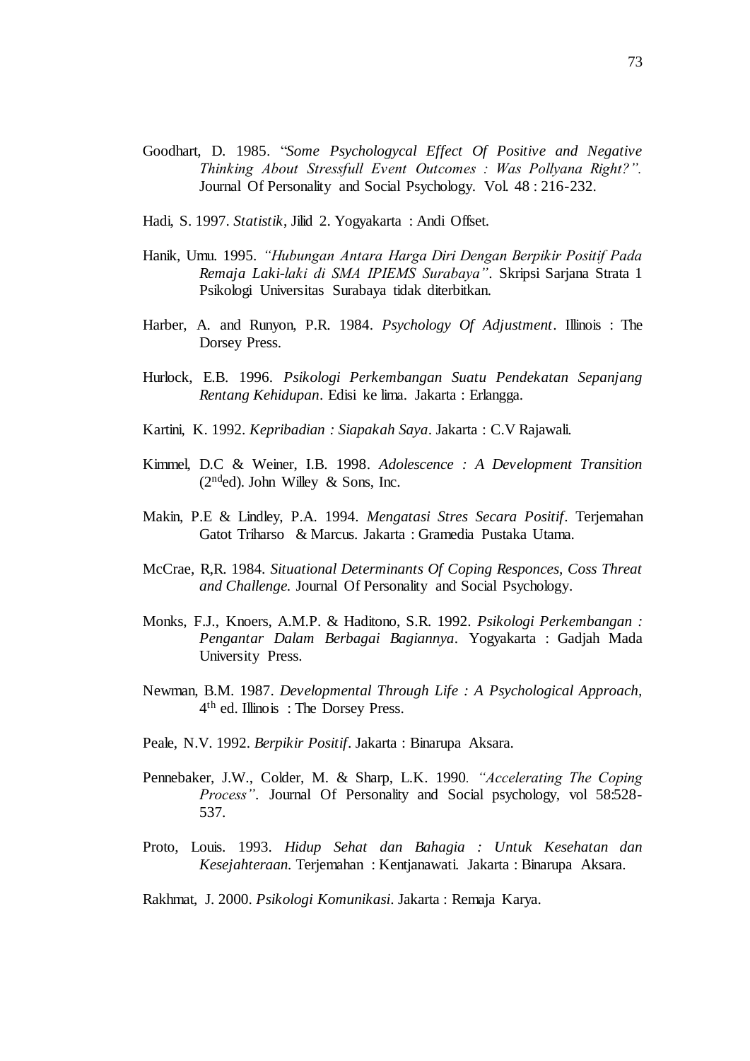Goodhart, D. 1985. "*Some Psychologycal Effect Of Positive and Negative Thinking About Stressfull Event Outcomes : Was Pollyana Right?".* Journal Of Personality and Social Psychology. Vol. 48 : 216-232.

Hadi, S. 1997. *Statistik*, Jilid 2. Yogyakarta : Andi Offset.

Hanik, Umu. 1995. *"Hubungan Antara Harga Diri Dengan Berpikir Positif Pada Remaja Laki-laki di SMA IPIEMS Surabaya"*. Skripsi Sarjana Strata 1 Psikologi Universitas Surabaya tidak diterbitkan.

Harber, A. and Runyon, P.R. 1984. *Psychology Of Adjustment*. Illinois : The Dorsey Press.

Hurlock, E.B. 1996. *Psikologi Perkembangan Suatu Pendekatan Sepanjang Rentang Kehidupan*. Edisi ke lima. Jakarta : Erlangga.

Kartini, K. 1992. *Kepribadian : Siapakah Saya*. Jakarta : C.V Rajawali.

Kimmel, D.C & Weiner, I.B. 1998. *Adolescence : A Development Transition* (2nded). John Willey & Sons, Inc.

Makin, P.E & Lindley, P.A. 1994. *Mengatasi Stres Secara Positif*. Terjemahan Gatot Triharso & Marcus. Jakarta : Gramedia Pustaka Utama.

McCrae, R,R. 1984. *Situational Determinants Of Coping Responces, Coss Threat and Challenge.* Journal Of Personality and Social Psychology.

Monks, F.J., Knoers, A.M.P. & Haditono, S.R. 1992. *Psikologi Perkembangan : Pengantar Dalam Berbagai Bagiannya*. Yogyakarta : Gadjah Mada University Press.

Newman, B.M. 1987. *Developmental Through Life : A Psychological Approach,* 4th ed. Illinois : The Dorsey Press.

Peale, N.V. 1992. *Berpikir Positif*. Jakarta : Binarupa Aksara.

Pennebaker, J.W., Colder, M. & Sharp, L.K. 1990. *"Accelerating The Coping Process"*. Journal Of Personality and Social psychology, vol 58:528-537.

Proto, Louis. 1993. *Hidup Sehat dan Bahagia : Untuk Kesehatan dan Kesejahteraan*. Terjemahan : Kentjanawati. Jakarta : Binarupa Aksara.

Rakhmat, J. 2000. *Psikologi Komunikasi*. Jakarta : Remaja Karya.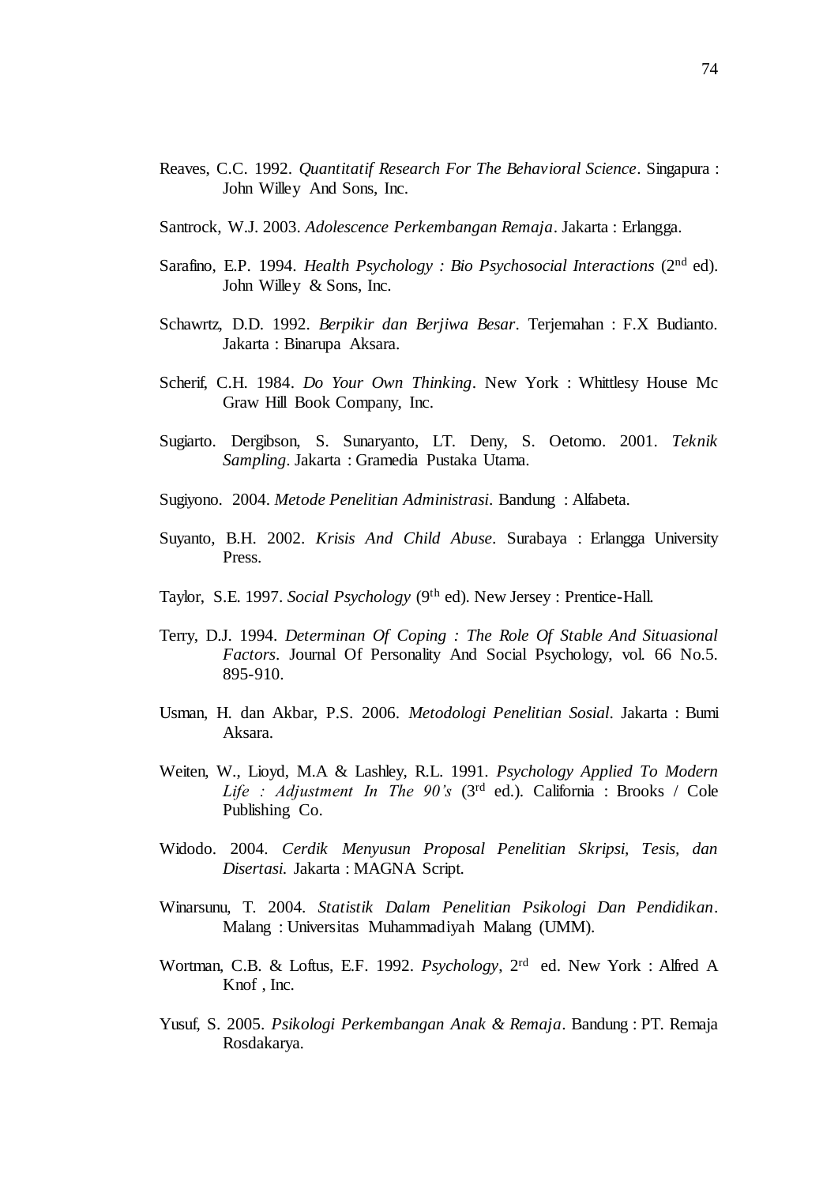Reaves, C.C. 1992. *Quantitatif Research For The Behavioral Science*. Singapura : John Willey And Sons, Inc.

Santrock, W.J. 2003. *Adolescence Perkembangan Remaja*. Jakarta : Erlangga.

Sarafino, E.P. 1994. *Health Psychology : Bio Psychosocial Interactions* (2nd ed). John Willey & Sons, Inc.

Schawrtz, D.D. 1992. *Berpikir dan Berjiwa Besar*. Terjemahan : F.X Budianto. Jakarta : Binarupa Aksara.

Scherif, C.H. 1984. *Do Your Own Thinking*. New York : Whittlesy House Mc Graw Hill Book Company, Inc.

Sugiarto. Dergibson, S. Sunaryanto, LT. Deny, S. Oetomo. 2001. *Teknik Sampling*. Jakarta : Gramedia Pustaka Utama.

Sugiyono. 2004. *Metode Penelitian Administrasi*. Bandung : Alfabeta.

Suyanto, B.H. 2002. *Krisis And Child Abuse*. Surabaya : Erlangga University Press.

Taylor, S.E. 1997. *Social Psychology* (9th ed). New Jersey : Prentice-Hall.

Terry, D.J. 1994. *Determinan Of Coping : The Role Of Stable And Situasional Factors*. Journal Of Personality And Social Psychology, vol. 66 No.5. 895-910.

Usman, H. dan Akbar, P.S. 2006. *Metodologi Penelitian Sosial*. Jakarta : Bumi Aksara.

Weiten, W., Lioyd, M.A & Lashley, R.L. 1991. *Psychology Applied To Modern Life : Adjustment In The 90's* (3rd ed.). California : Brooks / Cole Publishing Co.

Widodo. 2004. *Cerdik Menyusun Proposal Penelitian Skripsi, Tesis, dan Disertasi.* Jakarta : MAGNA Script.

Winarsunu, T. 2004. *Statistik Dalam Penelitian Psikologi Dan Pendidikan*. Malang : Universitas Muhammadiyah Malang (UMM).

Wortman, C.B. & Loftus, E.F. 1992. *Psychology*, 2rd ed. New York : Alfred A Knof , Inc.

Yusuf, S. 2005. *Psikologi Perkembangan Anak & Remaja*. Bandung : PT. Remaja Rosdakarya.